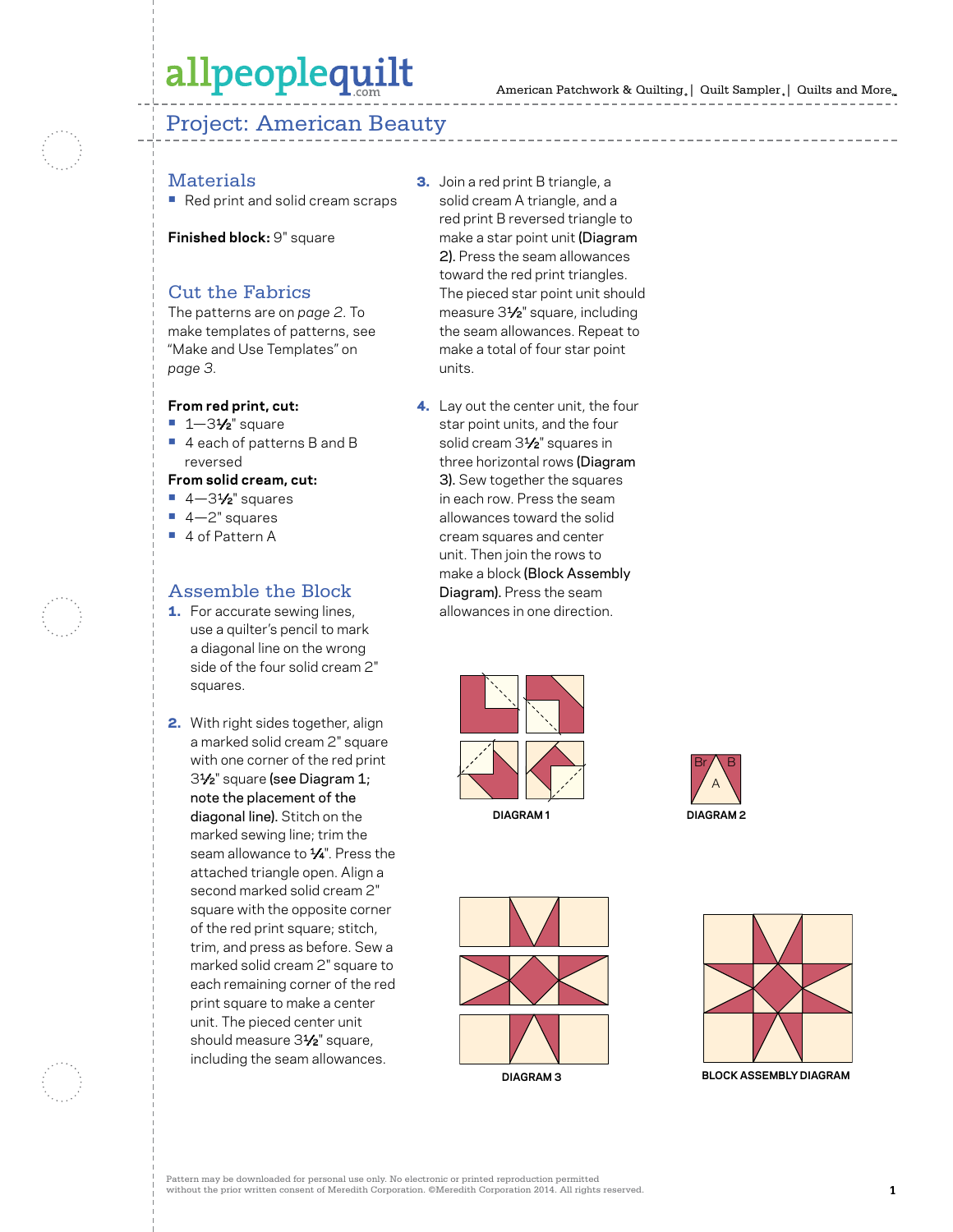# Project: American Beauty

## Materials

- Red print and solid cream scraps

**Finished block:** 9" square

## Cut the Fabrics

The patterns are on *page 2*. To make templates of patterns, see "Make and Use Templates" on *page 3*.

**From red print, cut:**

- 1—3½" square
- 4 each of patterns B and B reversed

**From solid cream, cut:**

- 4—3½" squares
- 4—2" squares
- 4 of Pattern A

## Assemble the Block

1. For accurate sewing lines, use a quilter's pencil to mark a diagonal line on the wrong side of the four solid cream 2" squares.

2. With right sides together, align a marked solid cream 2" square with one corner of the red print 3½" square **(see Diagram 1; note the placement of the diagonal line).** Stitch on the marked sewing line; trim the seam allowance to ¼". Press the attached triangle open. Align a second marked solid cream 2" square with the opposite corner of the red print square; stitch, trim, and press as before. Sew a marked solid cream 2" square to each remaining corner of the red print square to make a center unit. The pieced center unit should measure 3½" square, including the seam allowances.

3. Join a red print B triangle, a solid cream A triangle, and a red print B reversed triangle to make a star point unit **(Diagram 2).** Press the seam allowances toward the red print triangles. The pieced star point unit should measure 3½" square, including the seam allowances. Repeat to make a total of four star point units.

4. Lay out the center unit, the four star point units, and the four solid cream 3½" squares in three horizontal rows **(Diagram 3).** Sew together the squares in each row. Press the seam allowances toward the solid cream squares and center unit. Then join the rows to make a block **(Block Assembly Diagram).** Press the seam allowances in one direction.

DIAGRAM 1

Br B A

DIAGRAM 2

DIAGRAM 3

BLOCK ASSEMBLY DIAGRAM

Pattern may be downloaded for personal use only. No electronic or printed reproduction permitted without the prior written consent of Meredith Corporation. ©Meredith Corporation 2014. All rights reserved.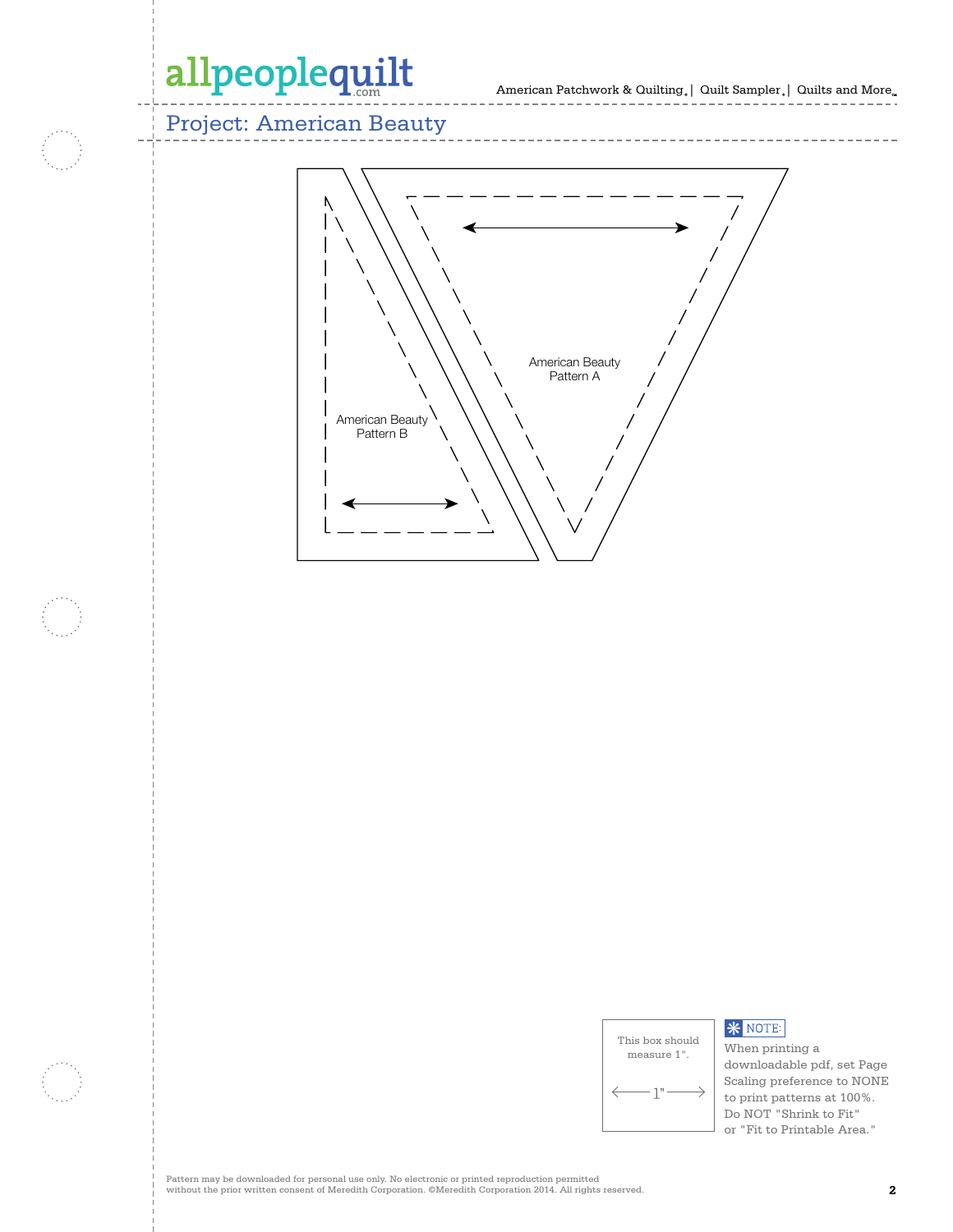# Project: American Beauty

American Beauty
Pattern A

American Beauty
Pattern B

This box should measure 1".

1"

**NOTE:** When printing a downloadable pdf, set Page Scaling preference to NONE to print patterns at 100%. Do NOT "Shrink to Fit" or "Fit to Printable Area."

Pattern may be downloaded for personal use only. No electronic or printed reproduction permitted without the prior written consent of Meredith Corporation. ©Meredith Corporation 2014. All rights reserved.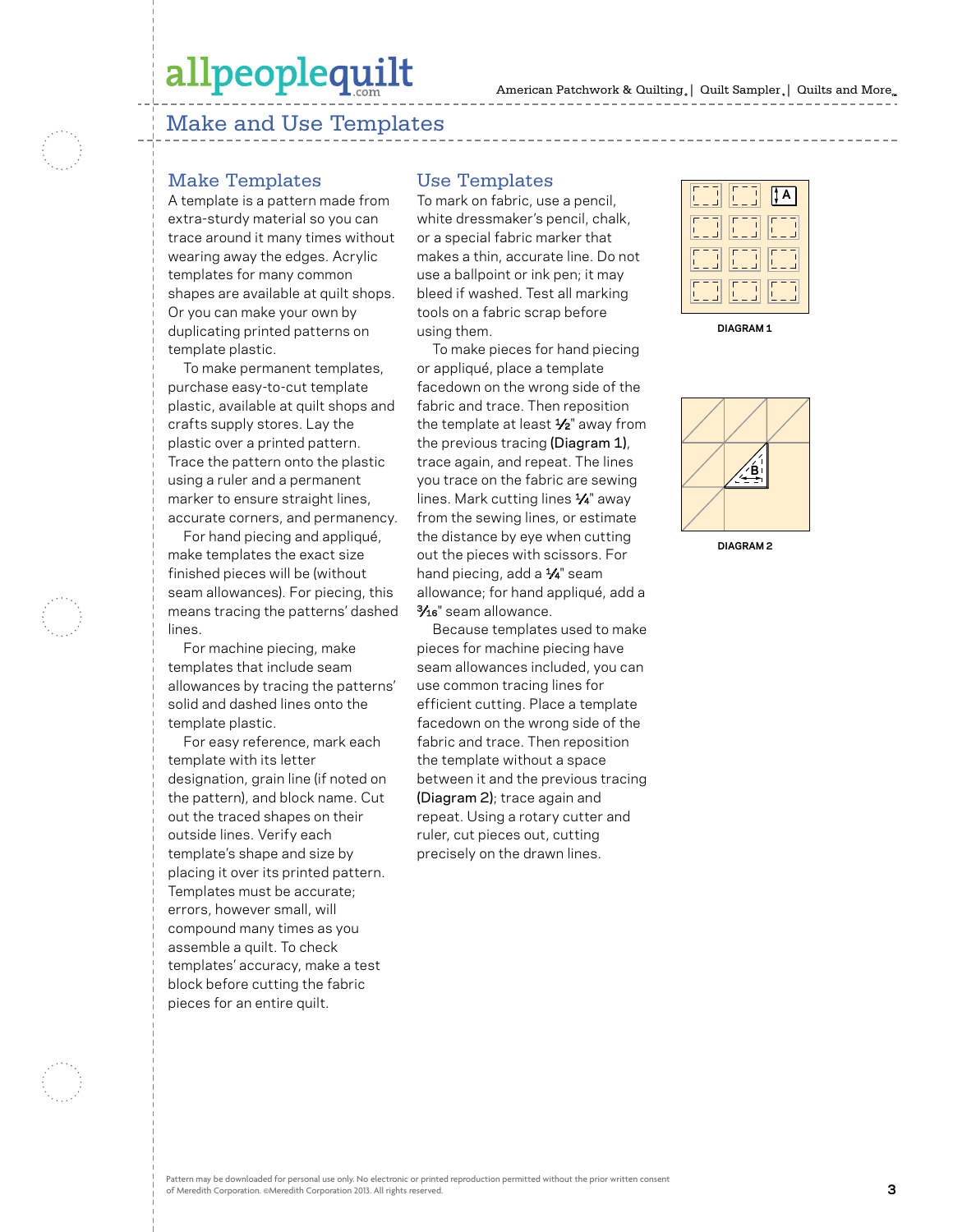# Make and Use Templates

## Make Templates

A template is a pattern made from extra-sturdy material so you can trace around it many times without wearing away the edges. Acrylic templates for many common shapes are available at quilt shops. Or you can make your own by duplicating printed patterns on template plastic.

To make permanent templates, purchase easy-to-cut template plastic, available at quilt shops and crafts supply stores. Lay the plastic over a printed pattern. Trace the pattern onto the plastic using a ruler and a permanent marker to ensure straight lines, accurate corners, and permanency.

For hand piecing and appliqué, make templates the exact size finished pieces will be (without seam allowances). For piecing, this means tracing the patterns' dashed lines.

For machine piecing, make templates that include seam allowances by tracing the patterns' solid and dashed lines onto the template plastic.

For easy reference, mark each template with its letter designation, grain line (if noted on the pattern), and block name. Cut out the traced shapes on their outside lines. Verify each template's shape and size by placing it over its printed pattern. Templates must be accurate; errors, however small, will compound many times as you assemble a quilt. To check templates' accuracy, make a test block before cutting the fabric pieces for an entire quilt.

## Use Templates

To mark on fabric, use a pencil, white dressmaker's pencil, chalk, or a special fabric marker that makes a thin, accurate line. Do not use a ballpoint or ink pen; it may bleed if washed. Test all marking tools on a fabric scrap before using them.

To make pieces for hand piecing or appliqué, place a template facedown on the wrong side of the fabric and trace. Then reposition the template at least ½" away from the previous tracing **(Diagram 1)**, trace again, and repeat. The lines you trace on the fabric are sewing lines. Mark cutting lines ¼" away from the sewing lines, or estimate the distance by eye when cutting out the pieces with scissors. For hand piecing, add a ¼" seam allowance; for hand appliqué, add a 3⁄16" seam allowance.

Because templates used to make pieces for machine piecing have seam allowances included, you can use common tracing lines for efficient cutting. Place a template facedown on the wrong side of the fabric and trace. Then reposition the template without a space between it and the previous tracing **(Diagram 2)**; trace again and repeat. Using a rotary cutter and ruler, cut pieces out, cutting precisely on the drawn lines.

A

DIAGRAM 1

B

DIAGRAM 2

Pattern may be downloaded for personal use only. No electronic or printed reproduction permitted without the prior written consent of Meredith Corporation. ©Meredith Corporation 2013. All rights reserved.